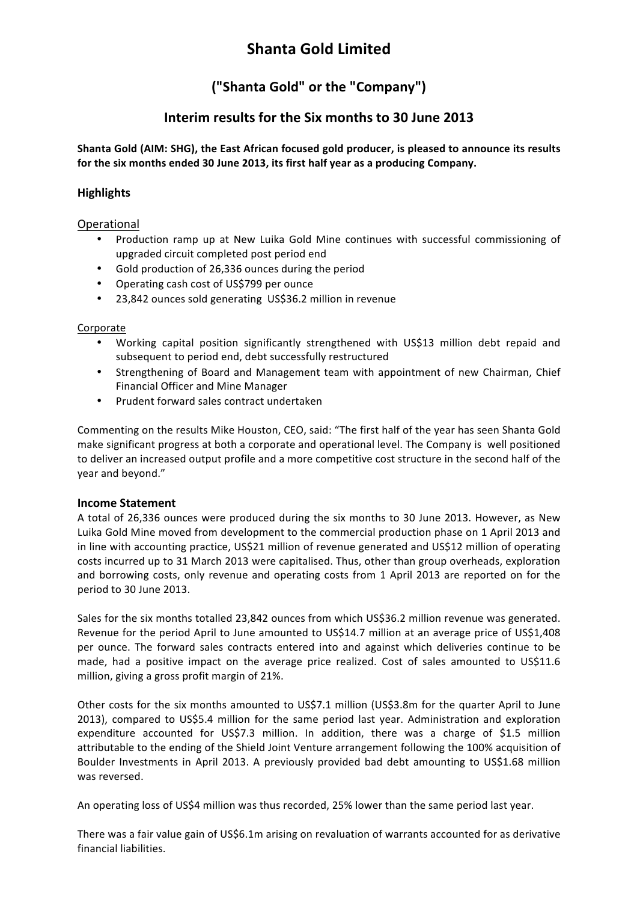# Shanta Gold Limited

## ("Shanta Gold" or the "Company")

## Interim results for the Six months to 30 June 2013

**Shanta Gold (AIM: SHG), the East African focused gold producer, is pleased to announce its results for the six months ended 30 June 2013, its first half year as a producing Company.**

### Highlights

Operational

- Production ramp up at New Luika Gold Mine continues with successful commissioning of upgraded circuit completed post period end
- Gold production of 26,336 ounces during the period
- Operating cash cost of US$799 per ounce
- 23,842 ounces sold generating US$36.2 million in revenue

Corporate

- Working capital position significantly strengthened with US$13 million debt repaid and subsequent to period end, debt successfully restructured
- Strengthening of Board and Management team with appointment of new Chairman, Chief Financial Officer and Mine Manager
- Prudent forward sales contract undertaken

Commenting on the results Mike Houston, CEO, said: "The first half of the year has seen Shanta Gold make significant progress at both a corporate and operational level. The Company is well positioned to deliver an increased output profile and a more competitive cost structure in the second half of the year and beyond."

### Income Statement

A total of 26,336 ounces were produced during the six months to 30 June 2013. However, as New Luika Gold Mine moved from development to the commercial production phase on 1 April 2013 and in line with accounting practice, US$21 million of revenue generated and US$12 million of operating costs incurred up to 31 March 2013 were capitalised. Thus, other than group overheads, exploration and borrowing costs, only revenue and operating costs from 1 April 2013 are reported on for the period to 30 June 2013.

Sales for the six months totalled 23,842 ounces from which US$36.2 million revenue was generated. Revenue for the period April to June amounted to US$14.7 million at an average price of US$1,408 per ounce. The forward sales contracts entered into and against which deliveries continue to be made, had a positive impact on the average price realized. Cost of sales amounted to US$11.6 million, giving a gross profit margin of 21%.

Other costs for the six months amounted to US$7.1 million (US$3.8m for the quarter April to June 2013), compared to US$5.4 million for the same period last year. Administration and exploration expenditure accounted for US$7.3 million. In addition, there was a charge of $1.5 million attributable to the ending of the Shield Joint Venture arrangement following the 100% acquisition of Boulder Investments in April 2013. A previously provided bad debt amounting to US$1.68 million was reversed.

An operating loss of US$4 million was thus recorded, 25% lower than the same period last year.

There was a fair value gain of US$6.1m arising on revaluation of warrants accounted for as derivative financial liabilities.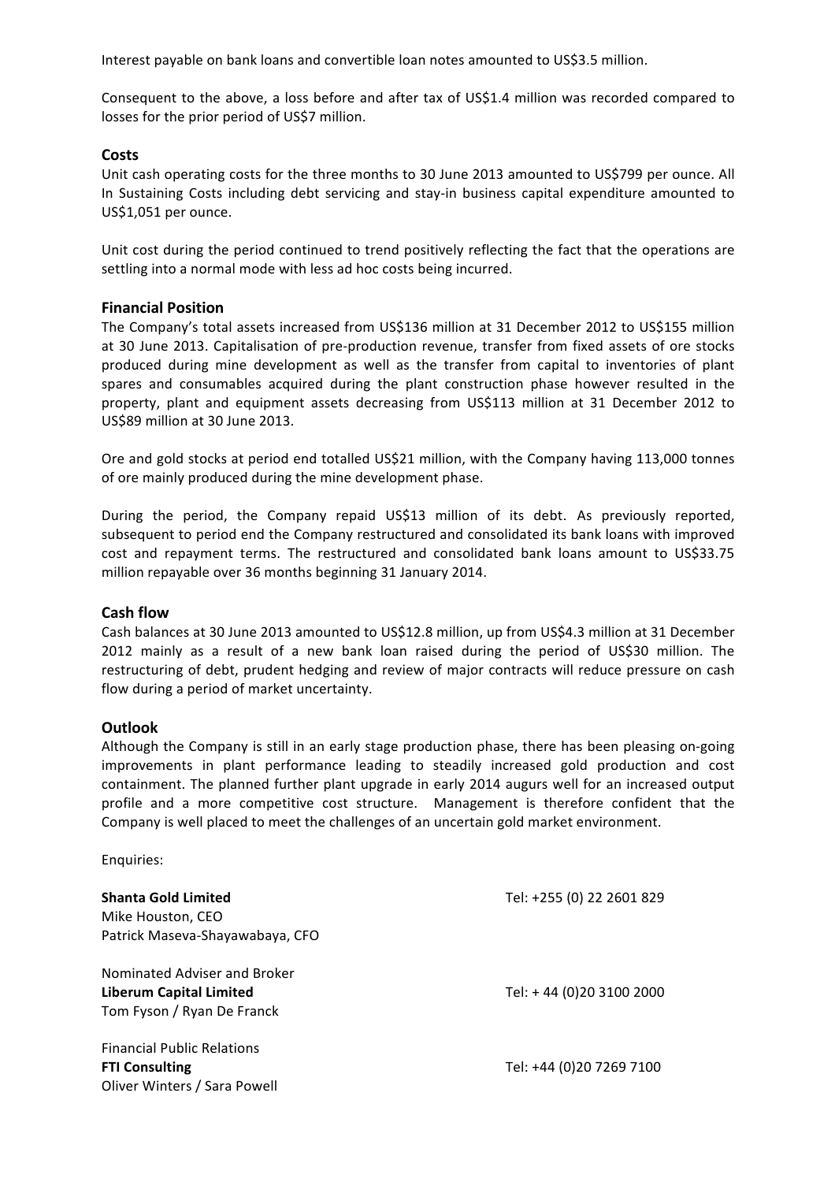Interest payable on bank loans and convertible loan notes amounted to US$3.5 million.

Consequent to the above, a loss before and after tax of US$1.4 million was recorded compared to losses for the prior period of US$7 million.

## Costs

Unit cash operating costs for the three months to 30 June 2013 amounted to US$799 per ounce. All In Sustaining Costs including debt servicing and stay-in business capital expenditure amounted to US$1,051 per ounce.

Unit cost during the period continued to trend positively reflecting the fact that the operations are settling into a normal mode with less ad hoc costs being incurred.

## Financial Position

The Company's total assets increased from US$136 million at 31 December 2012 to US$155 million at 30 June 2013. Capitalisation of pre-production revenue, transfer from fixed assets of ore stocks produced during mine development as well as the transfer from capital to inventories of plant spares and consumables acquired during the plant construction phase however resulted in the property, plant and equipment assets decreasing from US$113 million at 31 December 2012 to US$89 million at 30 June 2013.

Ore and gold stocks at period end totalled US$21 million, with the Company having 113,000 tonnes of ore mainly produced during the mine development phase.

During the period, the Company repaid US$13 million of its debt. As previously reported, subsequent to period end the Company restructured and consolidated its bank loans with improved cost and repayment terms. The restructured and consolidated bank loans amount to US$33.75 million repayable over 36 months beginning 31 January 2014.

## Cash flow

Cash balances at 30 June 2013 amounted to US$12.8 million, up from US$4.3 million at 31 December 2012 mainly as a result of a new bank loan raised during the period of US$30 million. The restructuring of debt, prudent hedging and review of major contracts will reduce pressure on cash flow during a period of market uncertainty.

## Outlook

Although the Company is still in an early stage production phase, there has been pleasing on-going improvements in plant performance leading to steadily increased gold production and cost containment. The planned further plant upgrade in early 2014 augurs well for an increased output profile and a more competitive cost structure. Management is therefore confident that the Company is well placed to meet the challenges of an uncertain gold market environment.

Enquiries:

**Shanta Gold Limited** — Tel: +255 (0) 22 2601 829
Mike Houston, CEO
Patrick Maseva-Shayawabaya, CFO

Nominated Adviser and Broker
**Liberum Capital Limited** — Tel: + 44 (0)20 3100 2000
Tom Fyson / Ryan De Franck

Financial Public Relations
**FTI Consulting** — Tel: +44 (0)20 7269 7100
Oliver Winters / Sara Powell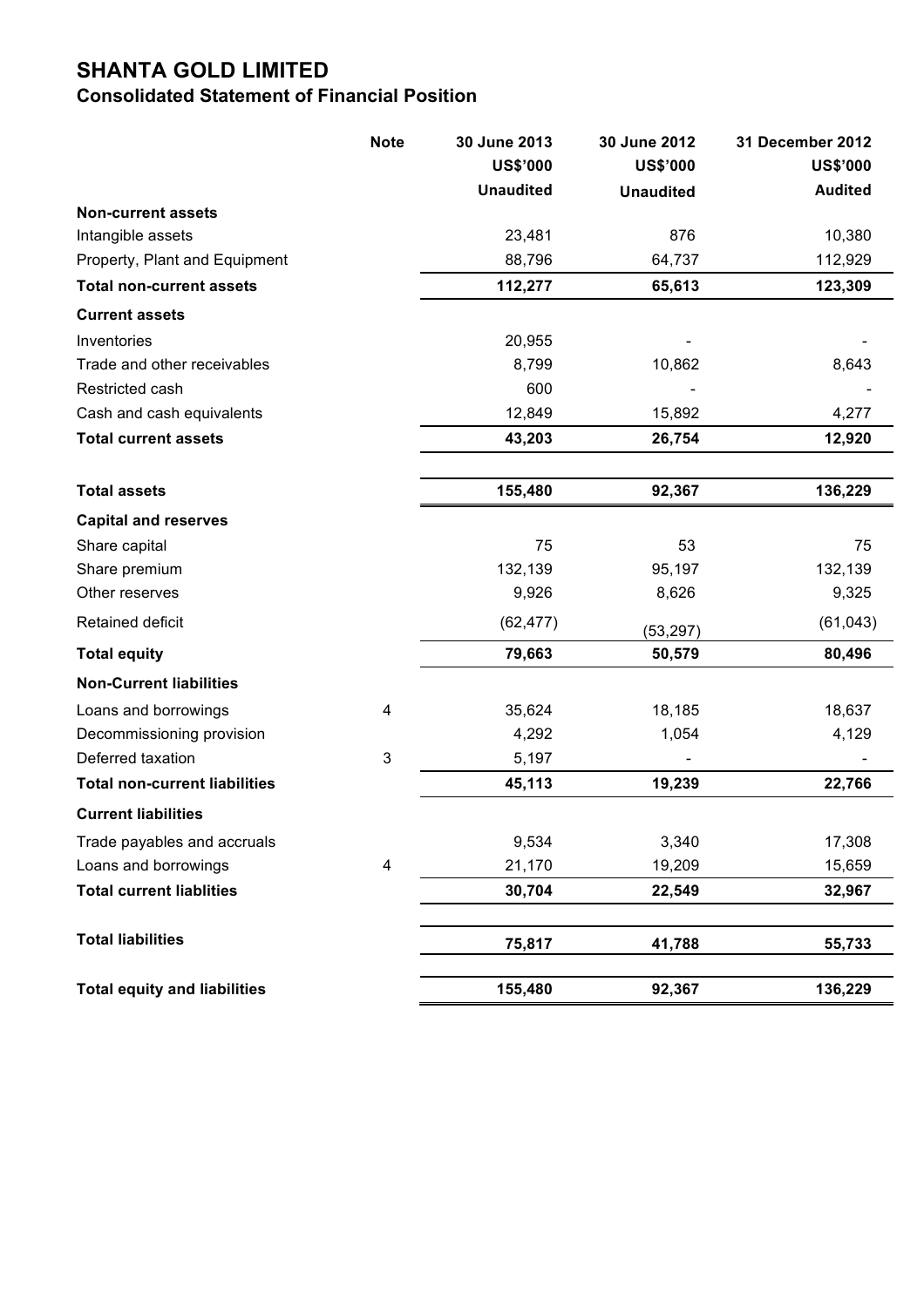# SHANTA GOLD LIMITED

## Consolidated Statement of Financial Position

| | Note | 30 June 2013 | 30 June 2012 | 31 December 2012 |
|---|---|---|---|---|
| | | US$'000 | US$'000 | US$'000 |
| | | Unaudited | Unaudited | Audited |
| **Non-current assets** | | | | |
| Intangible assets | | 23,481 | 876 | 10,380 |
| Property, Plant and Equipment | | 88,796 | 64,737 | 112,929 |
| **Total non-current assets** | | **112,277** | **65,613** | **123,309** |
| **Current assets** | | | | |
| Inventories | | 20,955 | - | - |
| Trade and other receivables | | 8,799 | 10,862 | 8,643 |
| Restricted cash | | 600 | - | - |
| Cash and cash equivalents | | 12,849 | 15,892 | 4,277 |
| **Total current assets** | | **43,203** | **26,754** | **12,920** |
| **Total assets** | | **155,480** | **92,367** | **136,229** |
| **Capital and reserves** | | | | |
| Share capital | | 75 | 53 | 75 |
| Share premium | | 132,139 | 95,197 | 132,139 |
| Other reserves | | 9,926 | 8,626 | 9,325 |
| Retained deficit | | (62,477) | (53,297) | (61,043) |
| **Total equity** | | **79,663** | **50,579** | **80,496** |
| **Non-Current liabilities** | | | | |
| Loans and borrowings | 4 | 35,624 | 18,185 | 18,637 |
| Decommissioning provision | | 4,292 | 1,054 | 4,129 |
| Deferred taxation | 3 | 5,197 | - | - |
| **Total non-current liabilities** | | **45,113** | **19,239** | **22,766** |
| **Current liabilities** | | | | |
| Trade payables and accruals | | 9,534 | 3,340 | 17,308 |
| Loans and borrowings | 4 | 21,170 | 19,209 | 15,659 |
| **Total current liablities** | | **30,704** | **22,549** | **32,967** |
| **Total liabilities** | | **75,817** | **41,788** | **55,733** |
| **Total equity and liabilities** | | **155,480** | **92,367** | **136,229** |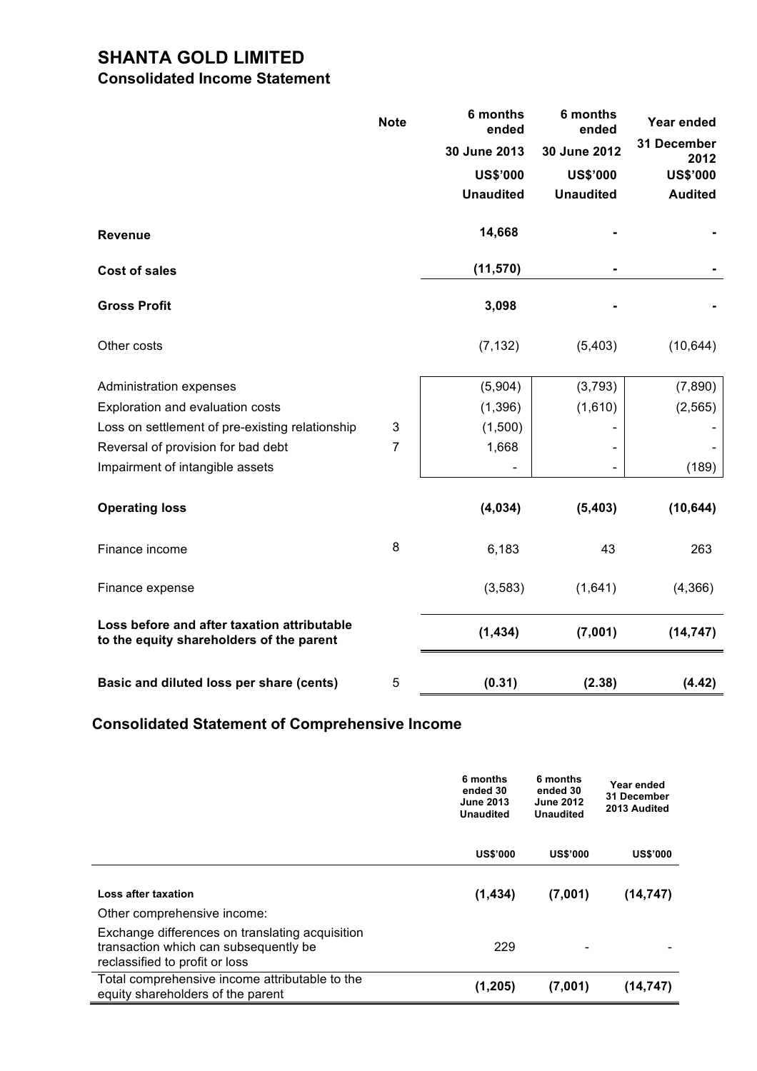# SHANTA GOLD LIMITED

## Consolidated Income Statement

| | Note | 6 months ended 30 June 2013 US$'000 Unaudited | 6 months ended 30 June 2012 US$'000 Unaudited | Year ended 31 December 2012 US$'000 Audited |
|---|---|---|---|---|
| **Revenue** | | **14,668** | **-** | **-** |
| **Cost of sales** | | **(11,570)** | **-** | **-** |
| **Gross Profit** | | **3,098** | **-** | **-** |
| Other costs | | (7,132) | (5,403) | (10,644) |
| Administration expenses | | (5,904) | (3,793) | (7,890) |
| Exploration and evaluation costs | | (1,396) | (1,610) | (2,565) |
| Loss on settlement of pre-existing relationship | 3 | (1,500) | - | - |
| Reversal of provision for bad debt | 7 | 1,668 | - | - |
| Impairment of intangible assets | | - | - | (189) |
| **Operating loss** | | **(4,034)** | **(5,403)** | **(10,644)** |
| Finance income | 8 | 6,183 | 43 | 263 |
| Finance expense | | (3,583) | (1,641) | (4,366) |
| **Loss before and after taxation attributable to the equity shareholders of the parent** | | **(1,434)** | **(7,001)** | **(14,747)** |
| **Basic and diluted loss per share (cents)** | 5 | **(0.31)** | **(2.38)** | **(4.42)** |

## Consolidated Statement of Comprehensive Income

| | 6 months ended 30 June 2013 Unaudited | 6 months ended 30 June 2012 Unaudited | Year ended 31 December 2013 Audited |
|---|---|---|---|
| | US$'000 | US$'000 | US$'000 |
| **Loss after taxation** | **(1,434)** | **(7,001)** | **(14,747)** |
| Other comprehensive income: | | | |
| Exchange differences on translating acquisition transaction which can subsequently be reclassified to profit or loss | 229 | - | - |
| Total comprehensive income attributable to the equity shareholders of the parent | **(1,205)** | **(7,001)** | **(14,747)** |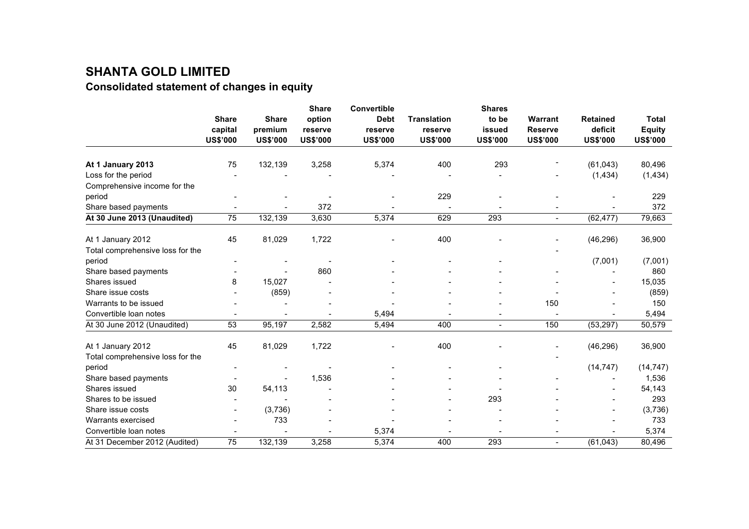# SHANTA GOLD LIMITED

## Consolidated statement of changes in equity

| | Share capital US$'000 | Share premium US$'000 | Share option reserve US$'000 | Convertible Debt reserve US$'000 | Translation reserve US$'000 | Shares to be issued US$'000 | Warrant Reserve US$'000 | Retained deficit US$'000 | Total Equity US$'000 |
|---|---|---|---|---|---|---|---|---|---|
| **At 1 January 2013** | 75 | 132,139 | 3,258 | 5,374 | 400 | 293 | - | (61,043) | 80,496 |
| Loss for the period | - | - | - | - | - | - | - | (1,434) | (1,434) |
| Comprehensive income for the period | - | - | - | - | 229 | - | - | - | 229 |
| Share based payments | - | - | 372 | - | - | - | - | - | 372 |
| **At 30 June 2013 (Unaudited)** | 75 | 132,139 | 3,630 | 5,374 | 629 | 293 | - | (62,477) | 79,663 |
| | | | | | | | | | |
| At 1 January 2012 | 45 | 81,029 | 1,722 | - | 400 | - | - | (46,296) | 36,900 |
| Total comprehensive loss for the period | - | - | - | - | - | - | - | (7,001) | (7,001) |
| Share based payments | - | - | 860 | - | - | - | - | - | 860 |
| Shares issued | 8 | 15,027 | - | - | - | - | - | - | 15,035 |
| Share issue costs | - | (859) | - | - | - | - | - | - | (859) |
| Warrants to be issued | - | - | - | - | - | - | 150 | - | 150 |
| Convertible loan notes | - | - | - | 5,494 | - | - | - | - | 5,494 |
| At 30 June 2012 (Unaudited) | 53 | 95,197 | 2,582 | 5,494 | 400 | - | 150 | (53,297) | 50,579 |
| | | | | | | | | | |
| At 1 January 2012 | 45 | 81,029 | 1,722 | - | 400 | - | - | (46,296) | 36,900 |
| Total comprehensive loss for the period | - | - | - | - | - | - | - | (14,747) | (14,747) |
| Share based payments | - | - | 1,536 | - | - | - | - | - | 1,536 |
| Shares issued | 30 | 54,113 | - | - | - | - | - | - | 54,143 |
| Shares to be issued | - | - | - | - | - | 293 | - | - | 293 |
| Share issue costs | - | (3,736) | - | - | - | - | - | - | (3,736) |
| Warrants exercised | - | 733 | - | - | - | - | - | - | 733 |
| Convertible loan notes | - | - | - | 5,374 | - | - | - | - | 5,374 |
| At 31 December 2012 (Audited) | 75 | 132,139 | 3,258 | 5,374 | 400 | 293 | - | (61,043) | 80,496 |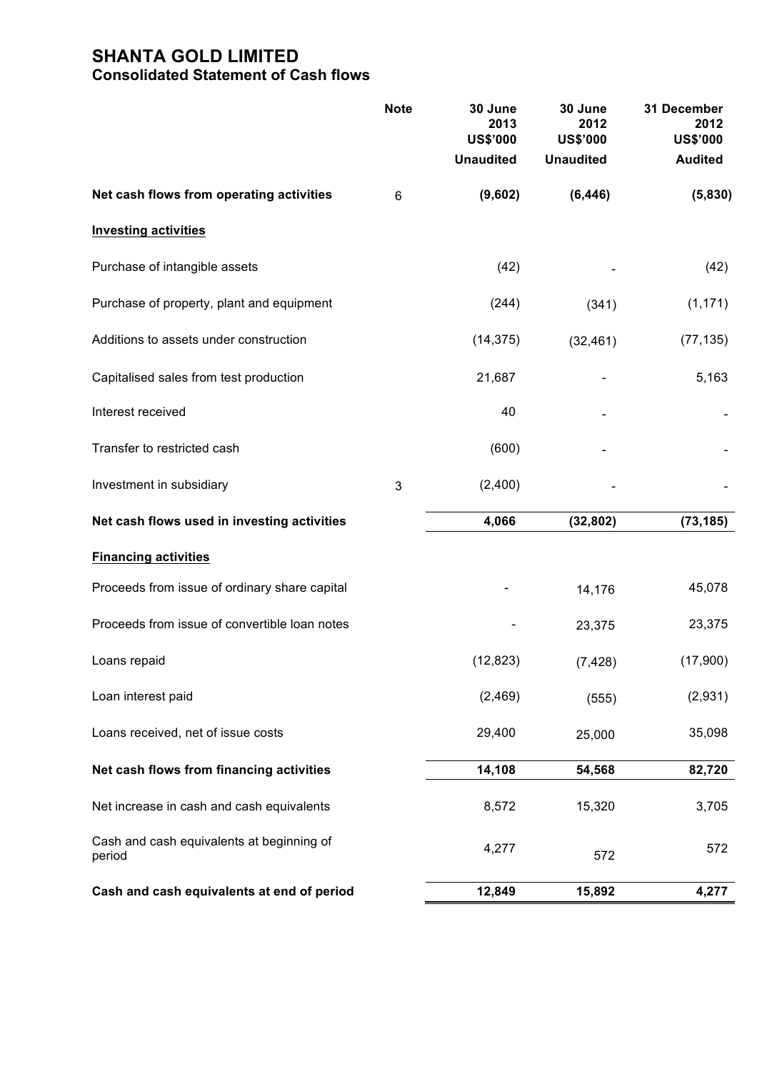# SHANTA GOLD LIMITED

## Consolidated Statement of Cash flows

| | Note | 30 June 2013 US$'000 Unaudited | 30 June 2012 US$'000 Unaudited | 31 December 2012 US$'000 Audited |
|---|---|---|---|---|
| **Net cash flows from operating activities** | 6 | **(9,602)** | **(6,446)** | **(5,830)** |
| **Investing activities** | | | | |
| Purchase of intangible assets | | (42) | - | (42) |
| Purchase of property, plant and equipment | | (244) | (341) | (1,171) |
| Additions to assets under construction | | (14,375) | (32,461) | (77,135) |
| Capitalised sales from test production | | 21,687 | - | 5,163 |
| Interest received | | 40 | - | - |
| Transfer to restricted cash | | (600) | - | - |
| Investment in subsidiary | 3 | (2,400) | - | - |
| **Net cash flows used in investing activities** | | **4,066** | **(32,802)** | **(73,185)** |
| **Financing activities** | | | | |
| Proceeds from issue of ordinary share capital | | - | 14,176 | 45,078 |
| Proceeds from issue of convertible loan notes | | - | 23,375 | 23,375 |
| Loans repaid | | (12,823) | (7,428) | (17,900) |
| Loan interest paid | | (2,469) | (555) | (2,931) |
| Loans received, net of issue costs | | 29,400 | 25,000 | 35,098 |
| **Net cash flows from financing activities** | | **14,108** | **54,568** | **82,720** |
| Net increase in cash and cash equivalents | | 8,572 | 15,320 | 3,705 |
| Cash and cash equivalents at beginning of period | | 4,277 | 572 | 572 |
| **Cash and cash equivalents at end of period** | | **12,849** | **15,892** | **4,277** |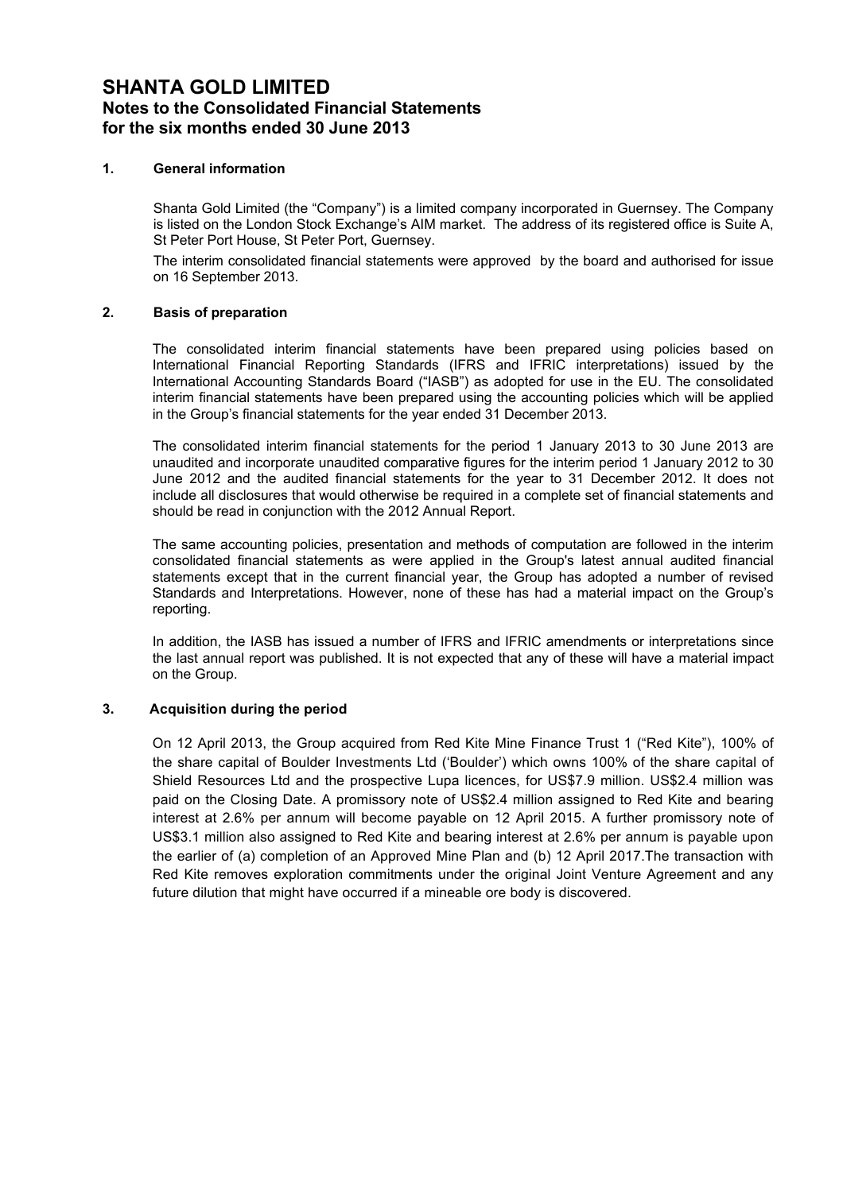# SHANTA GOLD LIMITED
## Notes to the Consolidated Financial Statements
## for the six months ended 30 June 2013

### 1. General information

Shanta Gold Limited (the "Company") is a limited company incorporated in Guernsey. The Company is listed on the London Stock Exchange's AIM market. The address of its registered office is Suite A, St Peter Port House, St Peter Port, Guernsey.

The interim consolidated financial statements were approved by the board and authorised for issue on 16 September 2013.

### 2. Basis of preparation

The consolidated interim financial statements have been prepared using policies based on International Financial Reporting Standards (IFRS and IFRIC interpretations) issued by the International Accounting Standards Board ("IASB") as adopted for use in the EU. The consolidated interim financial statements have been prepared using the accounting policies which will be applied in the Group's financial statements for the year ended 31 December 2013.

The consolidated interim financial statements for the period 1 January 2013 to 30 June 2013 are unaudited and incorporate unaudited comparative figures for the interim period 1 January 2012 to 30 June 2012 and the audited financial statements for the year to 31 December 2012. It does not include all disclosures that would otherwise be required in a complete set of financial statements and should be read in conjunction with the 2012 Annual Report.

The same accounting policies, presentation and methods of computation are followed in the interim consolidated financial statements as were applied in the Group's latest annual audited financial statements except that in the current financial year, the Group has adopted a number of revised Standards and Interpretations. However, none of these has had a material impact on the Group's reporting.

In addition, the IASB has issued a number of IFRS and IFRIC amendments or interpretations since the last annual report was published. It is not expected that any of these will have a material impact on the Group.

### 3. Acquisition during the period

On 12 April 2013, the Group acquired from Red Kite Mine Finance Trust 1 ("Red Kite"), 100% of the share capital of Boulder Investments Ltd ('Boulder') which owns 100% of the share capital of Shield Resources Ltd and the prospective Lupa licences, for US$7.9 million. US$2.4 million was paid on the Closing Date. A promissory note of US$2.4 million assigned to Red Kite and bearing interest at 2.6% per annum will become payable on 12 April 2015. A further promissory note of US$3.1 million also assigned to Red Kite and bearing interest at 2.6% per annum is payable upon the earlier of (a) completion of an Approved Mine Plan and (b) 12 April 2017.The transaction with Red Kite removes exploration commitments under the original Joint Venture Agreement and any future dilution that might have occurred if a mineable ore body is discovered.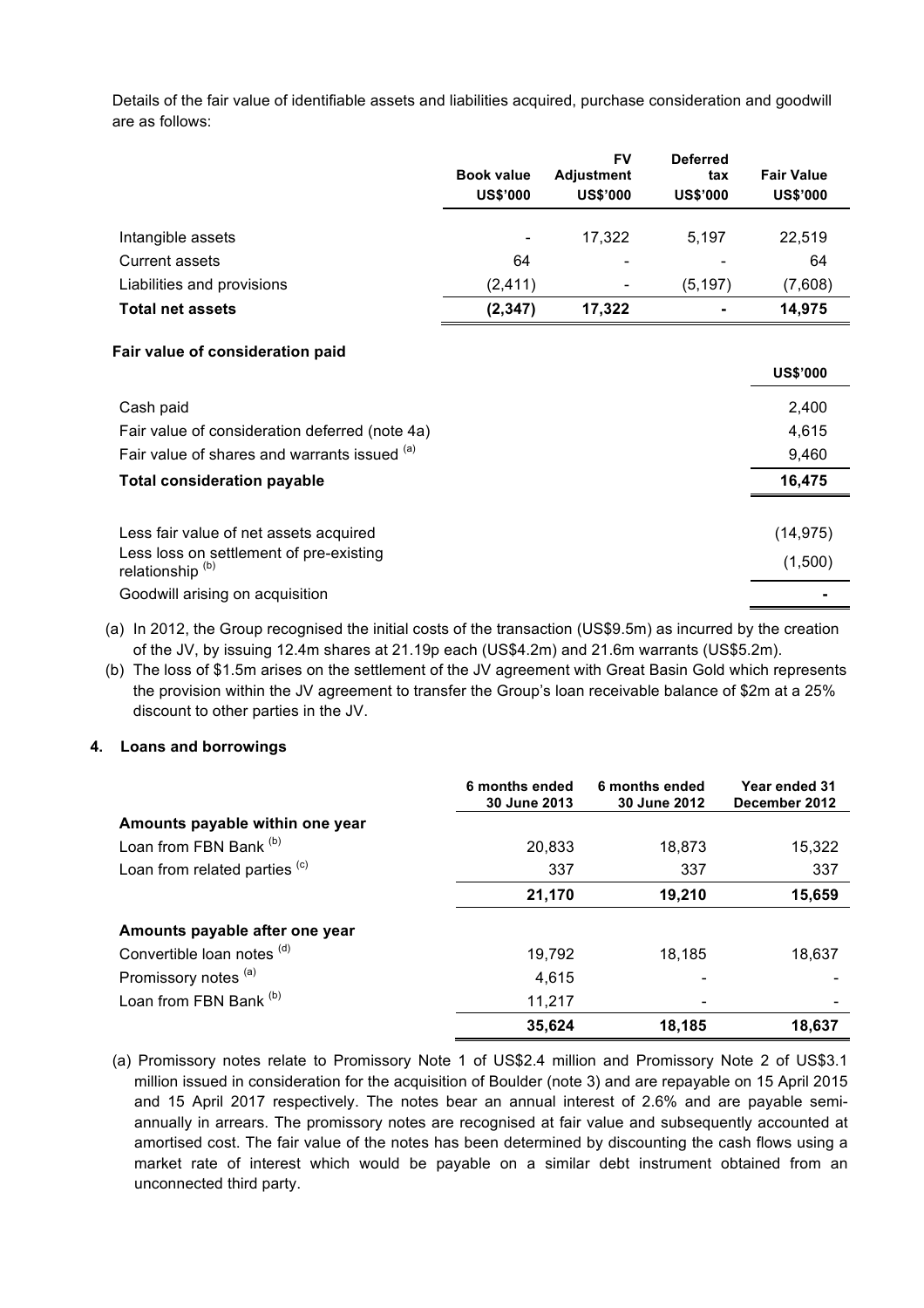Details of the fair value of identifiable assets and liabilities acquired, purchase consideration and goodwill are as follows:

| | Book value US$'000 | FV Adjustment US$'000 | Deferred tax US$'000 | Fair Value US$'000 |
|---|---|---|---|---|
| Intangible assets | - | 17,322 | 5,197 | 22,519 |
| Current assets | 64 | - | - | 64 |
| Liabilities and provisions | (2,411) | - | (5,197) | (7,608) |
| **Total net assets** | **(2,347)** | **17,322** | **-** | **14,975** |

**Fair value of consideration paid**

| | US$'000 |
|---|---|
| Cash paid | 2,400 |
| Fair value of consideration deferred (note 4a) | 4,615 |
| Fair value of shares and warrants issued [(a)] | 9,460 |
| **Total consideration payable** | **16,475** |
| | |
| Less fair value of net assets acquired | (14,975) |
| Less loss on settlement of pre-existing relationship [(b)] | (1,500) |
| Goodwill arising on acquisition | - |

(a) In 2012, the Group recognised the initial costs of the transaction (US$9.5m) as incurred by the creation of the JV, by issuing 12.4m shares at 21.19p each (US$4.2m) and 21.6m warrants (US$5.2m).

(b) The loss of $1.5m arises on the settlement of the JV agreement with Great Basin Gold which represents the provision within the JV agreement to transfer the Group's loan receivable balance of $2m at a 25% discount to other parties in the JV.

## 4. Loans and borrowings

| | 6 months ended 30 June 2013 | 6 months ended 30 June 2012 | Year ended 31 December 2012 |
|---|---|---|---|
| **Amounts payable within one year** | | | |
| Loan from FBN Bank [(b)] | 20,833 | 18,873 | 15,322 |
| Loan from related parties [(c)] | 337 | 337 | 337 |
| | **21,170** | **19,210** | **15,659** |
| **Amounts payable after one year** | | | |
| Convertible loan notes [(d)] | 19,792 | 18,185 | 18,637 |
| Promissory notes [(a)] | 4,615 | - | - |
| Loan from FBN Bank [(b)] | 11,217 | - | - |
| | **35,624** | **18,185** | **18,637** |

(a) Promissory notes relate to Promissory Note 1 of US$2.4 million and Promissory Note 2 of US$3.1 million issued in consideration for the acquisition of Boulder (note 3) and are repayable on 15 April 2015 and 15 April 2017 respectively. The notes bear an annual interest of 2.6% and are payable semi-annually in arrears. The promissory notes are recognised at fair value and subsequently accounted at amortised cost. The fair value of the notes has been determined by discounting the cash flows using a market rate of interest which would be payable on a similar debt instrument obtained from an unconnected third party.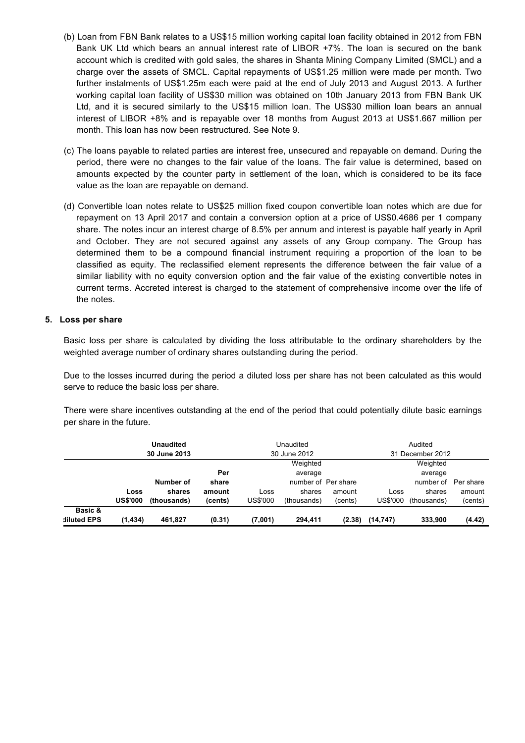(b) Loan from FBN Bank relates to a US$15 million working capital loan facility obtained in 2012 from FBN Bank UK Ltd which bears an annual interest rate of LIBOR +7%. The loan is secured on the bank account which is credited with gold sales, the shares in Shanta Mining Company Limited (SMCL) and a charge over the assets of SMCL. Capital repayments of US$1.25 million were made per month. Two further instalments of US$1.25m each were paid at the end of July 2013 and August 2013. A further working capital loan facility of US$30 million was obtained on 10th January 2013 from FBN Bank UK Ltd, and it is secured similarly to the US$15 million loan. The US$30 million loan bears an annual interest of LIBOR +8% and is repayable over 18 months from August 2013 at US$1.667 million per month. This loan has now been restructured. See Note 9.

(c) The loans payable to related parties are interest free, unsecured and repayable on demand. During the period, there were no changes to the fair value of the loans. The fair value is determined, based on amounts expected by the counter party in settlement of the loan, which is considered to be its face value as the loan are repayable on demand.

(d) Convertible loan notes relate to US$25 million fixed coupon convertible loan notes which are due for repayment on 13 April 2017 and contain a conversion option at a price of US$0.4686 per 1 company share. The notes incur an interest charge of 8.5% per annum and interest is payable half yearly in April and October. They are not secured against any assets of any Group company. The Group has determined them to be a compound financial instrument requiring a proportion of the loan to be classified as equity. The reclassified element represents the difference between the fair value of a similar liability with no equity conversion option and the fair value of the existing convertible notes in current terms. Accreted interest is charged to the statement of comprehensive income over the life of the notes.

## 5. Loss per share

Basic loss per share is calculated by dividing the loss attributable to the ordinary shareholders by the weighted average number of ordinary shares outstanding during the period.

Due to the losses incurred during the period a diluted loss per share has not been calculated as this would serve to reduce the basic loss per share.

There were share incentives outstanding at the end of the period that could potentially dilute basic earnings per share in the future.

| | **Unaudited 30 June 2013** | | | Unaudited 30 June 2012 | | | Audited 31 December 2012 | | |
|---|---|---|---|---|---|---|---|---|---|
| | **Loss US$'000** | **Number of shares (thousands)** | **Per share amount (cents)** | Loss US$'000 | Weighted average number of shares (thousands) | Per share amount (cents) | Loss US$'000 | Weighted average number of shares (thousands) | Per share amount (cents) |
| **Basic & diluted EPS** | **(1,434)** | **461,827** | **(0.31)** | **(7,001)** | **294,411** | **(2.38)** | **(14,747)** | **333,900** | **(4.42)** |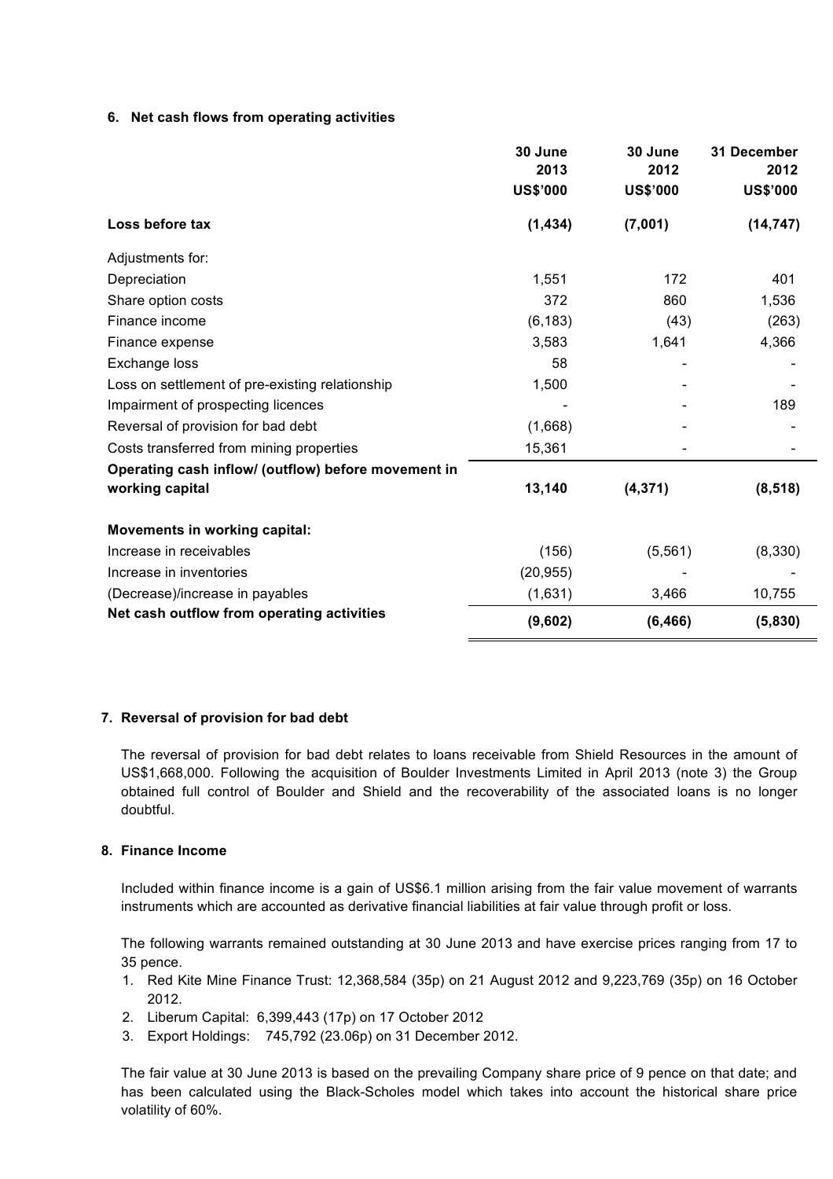### 6. Net cash flows from operating activities

| | 30 June 2013 US$'000 | 30 June 2012 US$'000 | 31 December 2012 US$'000 |
|---|---|---|---|
| **Loss before tax** | **(1,434)** | **(7,001)** | **(14,747)** |
| Adjustments for: | | | |
| Depreciation | 1,551 | 172 | 401 |
| Share option costs | 372 | 860 | 1,536 |
| Finance income | (6,183) | (43) | (263) |
| Finance expense | 3,583 | 1,641 | 4,366 |
| Exchange loss | 58 | - | - |
| Loss on settlement of pre-existing relationship | 1,500 | - | - |
| Impairment of prospecting licences | - | - | 189 |
| Reversal of provision for bad debt | (1,668) | - | - |
| Costs transferred from mining properties | 15,361 | - | - |
| **Operating cash inflow/ (outflow) before movement in working capital** | **13,140** | **(4,371)** | **(8,518)** |
| **Movements in working capital:** | | | |
| Increase in receivables | (156) | (5,561) | (8,330) |
| Increase in inventories | (20,955) | - | - |
| (Decrease)/increase in payables | (1,631) | 3,466 | 10,755 |
| **Net cash outflow from operating activities** | **(9,602)** | **(6,466)** | **(5,830)** |

### 7. Reversal of provision for bad debt

The reversal of provision for bad debt relates to loans receivable from Shield Resources in the amount of US$1,668,000. Following the acquisition of Boulder Investments Limited in April 2013 (note 3) the Group obtained full control of Boulder and Shield and the recoverability of the associated loans is no longer doubtful.

### 8. Finance Income

Included within finance income is a gain of US$6.1 million arising from the fair value movement of warrants instruments which are accounted as derivative financial liabilities at fair value through profit or loss.

The following warrants remained outstanding at 30 June 2013 and have exercise prices ranging from 17 to 35 pence.

1. Red Kite Mine Finance Trust: 12,368,584 (35p) on 21 August 2012 and 9,223,769 (35p) on 16 October 2012.
2. Liberum Capital: 6,399,443 (17p) on 17 October 2012
3. Export Holdings: 745,792 (23.06p) on 31 December 2012.

The fair value at 30 June 2013 is based on the prevailing Company share price of 9 pence on that date; and has been calculated using the Black-Scholes model which takes into account the historical share price volatility of 60%.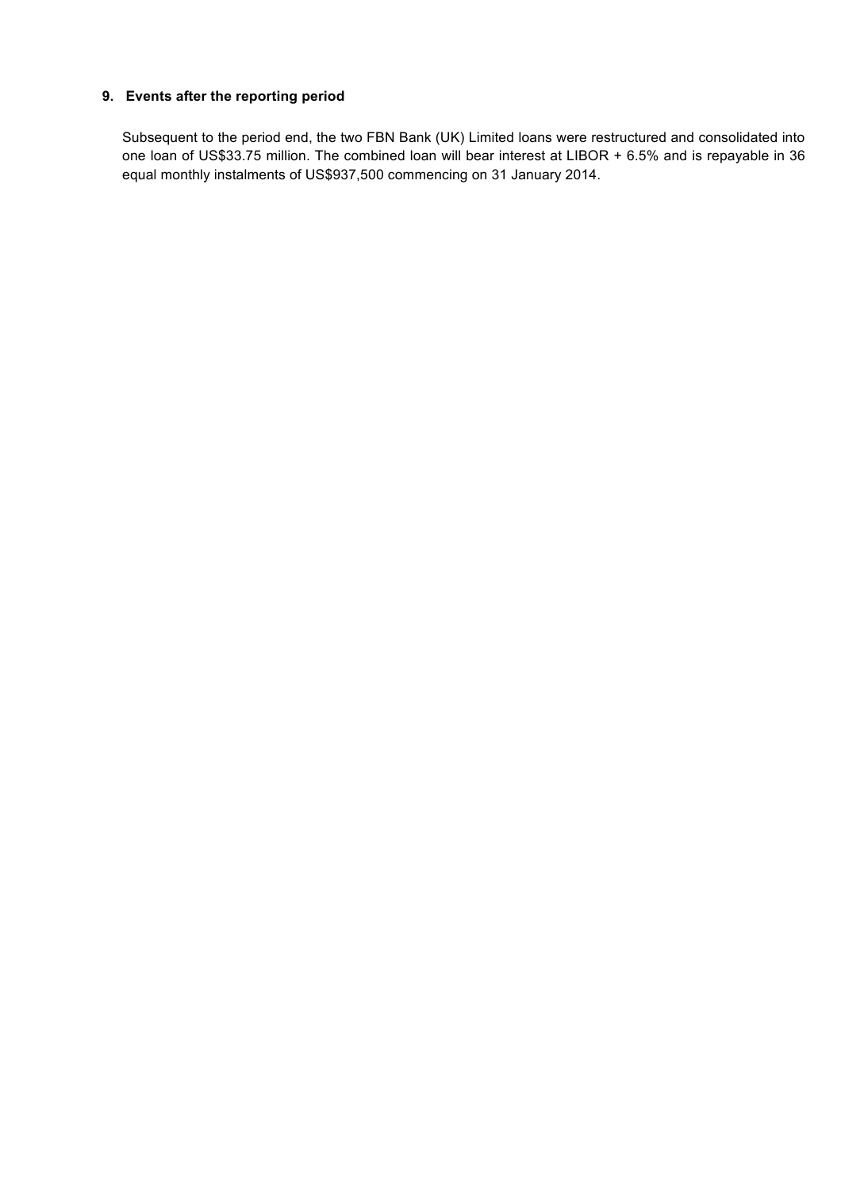## 9. Events after the reporting period

Subsequent to the period end, the two FBN Bank (UK) Limited loans were restructured and consolidated into one loan of US$33.75 million. The combined loan will bear interest at LIBOR + 6.5% and is repayable in 36 equal monthly instalments of US$937,500 commencing on 31 January 2014.